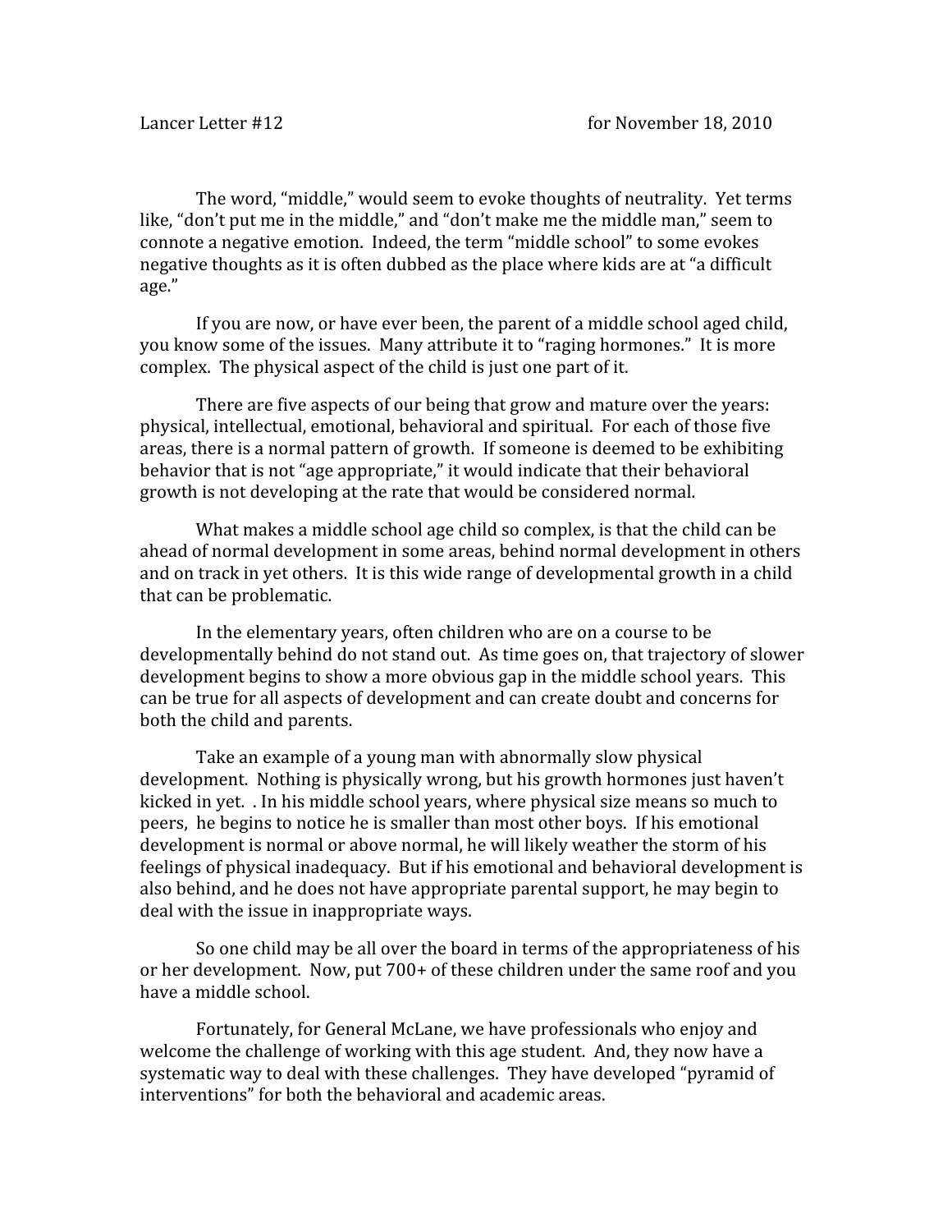Lancer Letter #12 for November 18, 2010

The word, "middle," would seem to evoke thoughts of neutrality. Yet terms like, "don't put me in the middle," and "don't make me the middle man," seem to connote a negative emotion. Indeed, the term "middle school" to some evokes negative thoughts as it is often dubbed as the place where kids are at "a difficult age."

If you are now, or have ever been, the parent of a middle school aged child, you know some of the issues. Many attribute it to "raging hormones." It is more complex. The physical aspect of the child is just one part of it.

There are five aspects of our being that grow and mature over the years: physical, intellectual, emotional, behavioral and spiritual. For each of those five areas, there is a normal pattern of growth. If someone is deemed to be exhibiting behavior that is not "age appropriate," it would indicate that their behavioral growth is not developing at the rate that would be considered normal.

What makes a middle school age child so complex, is that the child can be ahead of normal development in some areas, behind normal development in others and on track in yet others. It is this wide range of developmental growth in a child that can be problematic.

In the elementary years, often children who are on a course to be developmentally behind do not stand out. As time goes on, that trajectory of slower development begins to show a more obvious gap in the middle school years. This can be true for all aspects of development and can create doubt and concerns for both the child and parents.

Take an example of a young man with abnormally slow physical development. Nothing is physically wrong, but his growth hormones just haven't kicked in yet. . In his middle school years, where physical size means so much to peers, he begins to notice he is smaller than most other boys. If his emotional development is normal or above normal, he will likely weather the storm of his feelings of physical inadequacy. But if his emotional and behavioral development is also behind, and he does not have appropriate parental support, he may begin to deal with the issue in inappropriate ways.

So one child may be all over the board in terms of the appropriateness of his or her development. Now, put 700+ of these children under the same roof and you have a middle school.

Fortunately, for General McLane, we have professionals who enjoy and welcome the challenge of working with this age student. And, they now have a systematic way to deal with these challenges. They have developed "pyramid of interventions" for both the behavioral and academic areas.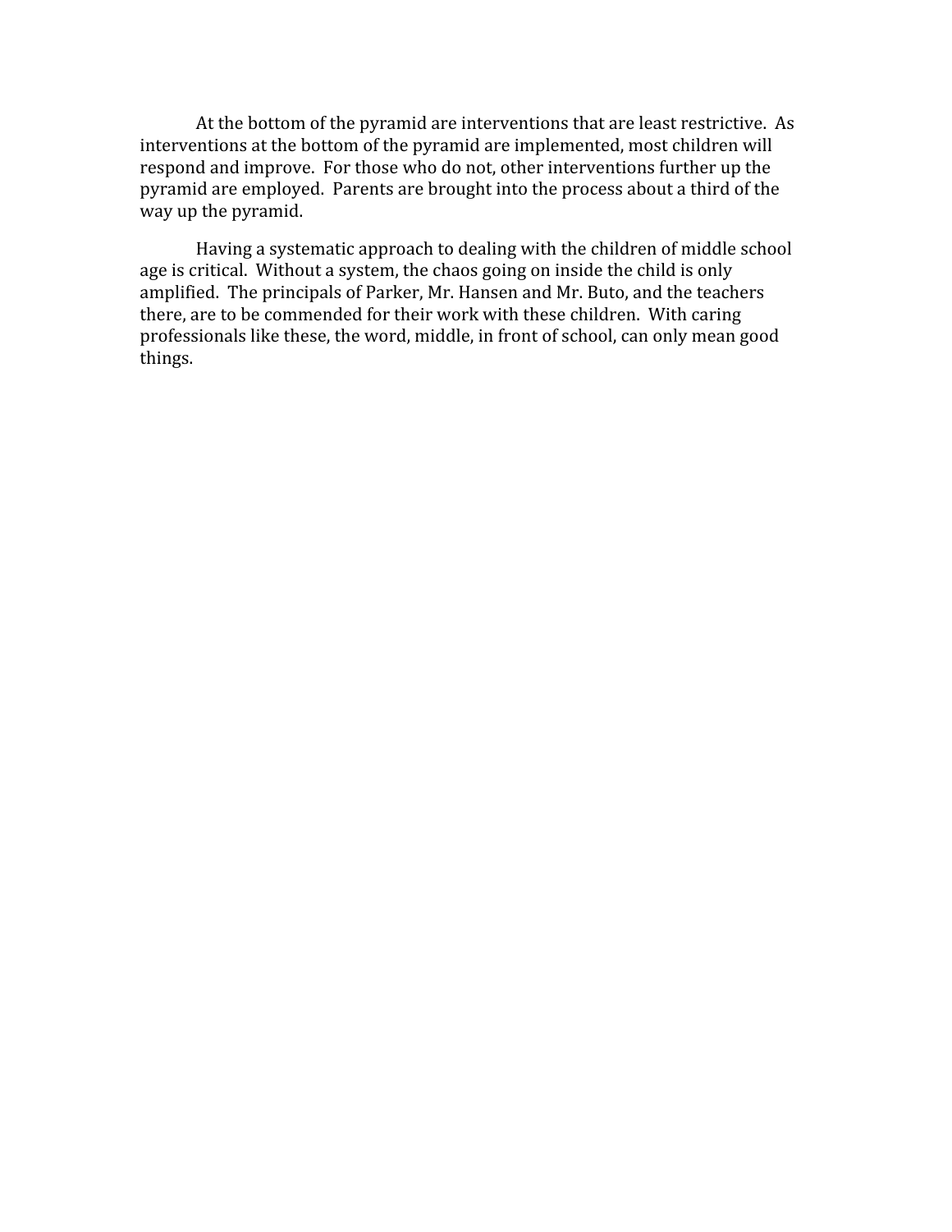At the bottom of the pyramid are interventions that are least restrictive. As interventions at the bottom of the pyramid are implemented, most children will respond and improve. For those who do not, other interventions further up the pyramid are employed. Parents are brought into the process about a third of the way up the pyramid.

Having a systematic approach to dealing with the children of middle school age is critical. Without a system, the chaos going on inside the child is only amplified. The principals of Parker, Mr. Hansen and Mr. Buto, and the teachers there, are to be commended for their work with these children. With caring professionals like these, the word, middle, in front of school, can only mean good things.